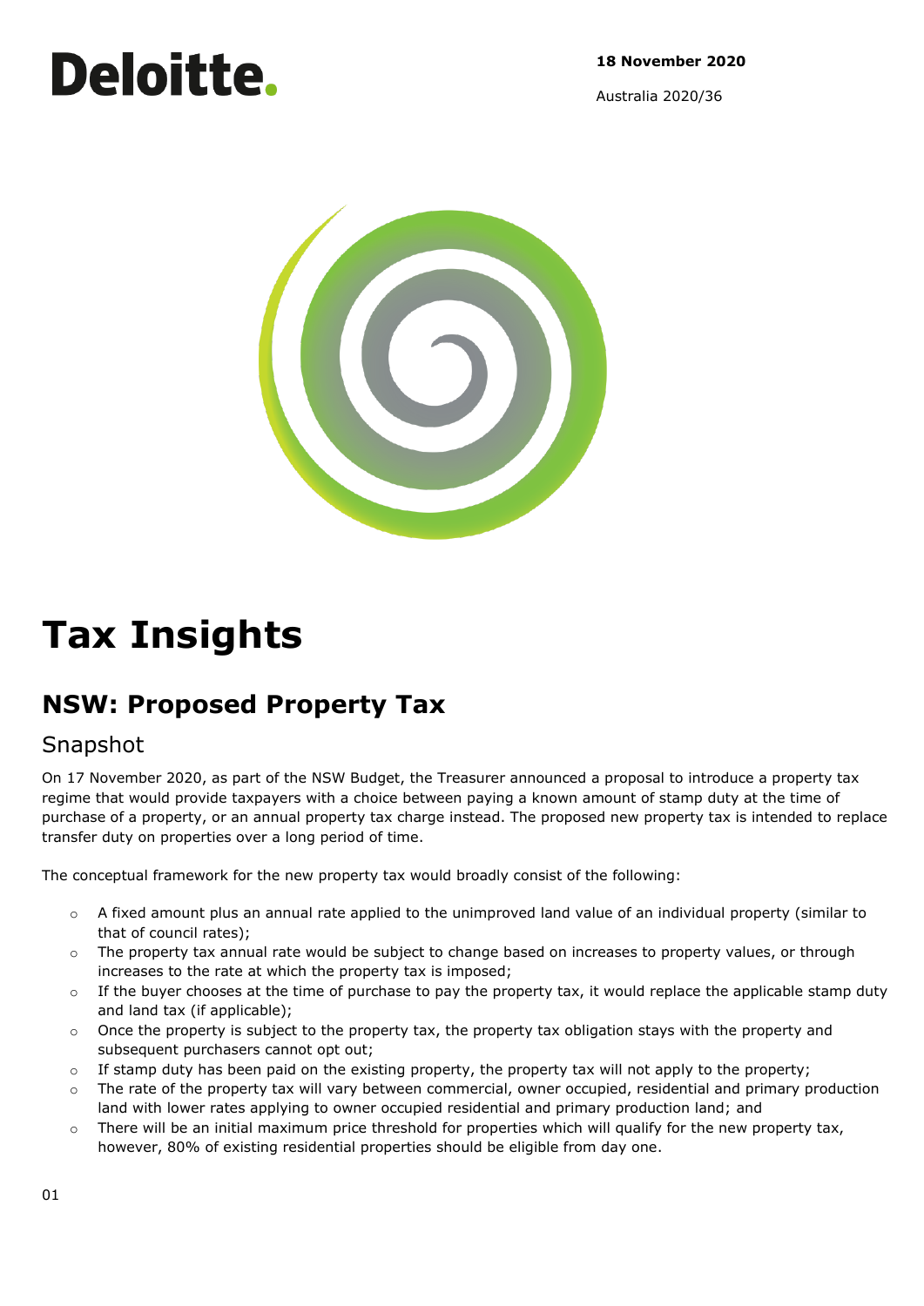Deloitte.

**18 November 2020**

Australia 2020/36

# Tax Insights

## NSW: Proposed Property Tax

### Snapshot

On 17 November 2020, as part of the NSW Budget, the Treasurer announced a proposal to introduce a property tax regime that would provide taxpayers with a choice between paying a known amount of stamp duty at the time of purchase of a property, or an annual property tax charge instead. The proposed new property tax is intended to replace transfer duty on properties over a long period of time.

The conceptual framework for the new property tax would broadly consist of the following:

- A fixed amount plus an annual rate applied to the unimproved land value of an individual property (similar to that of council rates);
- The property tax annual rate would be subject to change based on increases to property values, or through increases to the rate at which the property tax is imposed;
- If the buyer chooses at the time of purchase to pay the property tax, it would replace the applicable stamp duty and land tax (if applicable);
- Once the property is subject to the property tax, the property tax obligation stays with the property and subsequent purchasers cannot opt out;
- If stamp duty has been paid on the existing property, the property tax will not apply to the property;
- The rate of the property tax will vary between commercial, owner occupied, residential and primary production land with lower rates applying to owner occupied residential and primary production land; and
- There will be an initial maximum price threshold for properties which will qualify for the new property tax, however, 80% of existing residential properties should be eligible from day one.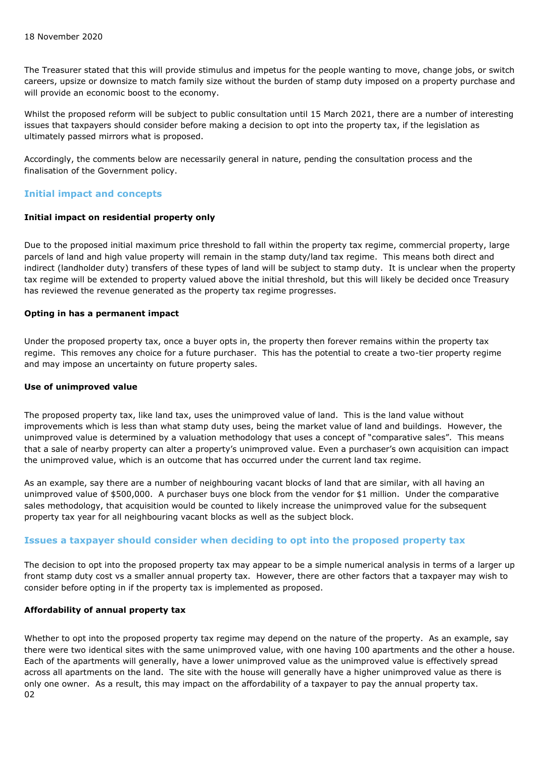The Treasurer stated that this will provide stimulus and impetus for the people wanting to move, change jobs, or switch careers, upsize or downsize to match family size without the burden of stamp duty imposed on a property purchase and will provide an economic boost to the economy.

Whilst the proposed reform will be subject to public consultation until 15 March 2021, there are a number of interesting issues that taxpayers should consider before making a decision to opt into the property tax, if the legislation as ultimately passed mirrors what is proposed.

Accordingly, the comments below are necessarily general in nature, pending the consultation process and the finalisation of the Government policy.

## Initial impact and concepts

### Initial impact on residential property only

Due to the proposed initial maximum price threshold to fall within the property tax regime, commercial property, large parcels of land and high value property will remain in the stamp duty/land tax regime. This means both direct and indirect (landholder duty) transfers of these types of land will be subject to stamp duty. It is unclear when the property tax regime will be extended to property valued above the initial threshold, but this will likely be decided once Treasury has reviewed the revenue generated as the property tax regime progresses.

### Opting in has a permanent impact

Under the proposed property tax, once a buyer opts in, the property then forever remains within the property tax regime. This removes any choice for a future purchaser. This has the potential to create a two-tier property regime and may impose an uncertainty on future property sales.

### Use of unimproved value

The proposed property tax, like land tax, uses the unimproved value of land. This is the land value without improvements which is less than what stamp duty uses, being the market value of land and buildings. However, the unimproved value is determined by a valuation methodology that uses a concept of "comparative sales". This means that a sale of nearby property can alter a property's unimproved value. Even a purchaser's own acquisition can impact the unimproved value, which is an outcome that has occurred under the current land tax regime.

As an example, say there are a number of neighbouring vacant blocks of land that are similar, with all having an unimproved value of $500,000. A purchaser buys one block from the vendor for $1 million. Under the comparative sales methodology, that acquisition would be counted to likely increase the unimproved value for the subsequent property tax year for all neighbouring vacant blocks as well as the subject block.

## Issues a taxpayer should consider when deciding to opt into the proposed property tax

The decision to opt into the proposed property tax may appear to be a simple numerical analysis in terms of a larger up front stamp duty cost vs a smaller annual property tax. However, there are other factors that a taxpayer may wish to consider before opting in if the property tax is implemented as proposed.

### Affordability of annual property tax

Whether to opt into the proposed property tax regime may depend on the nature of the property. As an example, say there were two identical sites with the same unimproved value, with one having 100 apartments and the other a house. Each of the apartments will generally, have a lower unimproved value as the unimproved value is effectively spread across all apartments on the land. The site with the house will generally have a higher unimproved value as there is only one owner. As a result, this may impact on the affordability of a taxpayer to pay the annual property tax.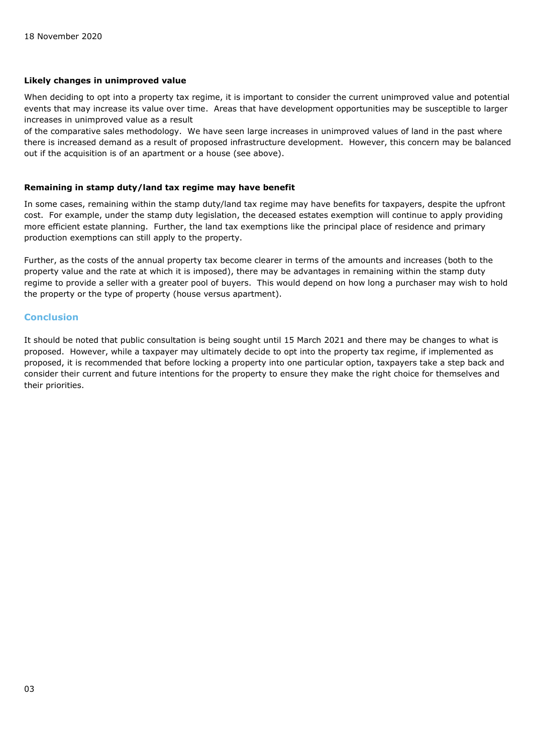#### Likely changes in unimproved value

When deciding to opt into a property tax regime, it is important to consider the current unimproved value and potential events that may increase its value over time. Areas that have development opportunities may be susceptible to larger increases in unimproved value as a result of the comparative sales methodology. We have seen large increases in unimproved values of land in the past where there is increased demand as a result of proposed infrastructure development. However, this concern may be balanced out if the acquisition is of an apartment or a house (see above).

#### Remaining in stamp duty/land tax regime may have benefit

In some cases, remaining within the stamp duty/land tax regime may have benefits for taxpayers, despite the upfront cost. For example, under the stamp duty legislation, the deceased estates exemption will continue to apply providing more efficient estate planning. Further, the land tax exemptions like the principal place of residence and primary production exemptions can still apply to the property.

Further, as the costs of the annual property tax become clearer in terms of the amounts and increases (both to the property value and the rate at which it is imposed), there may be advantages in remaining within the stamp duty regime to provide a seller with a greater pool of buyers. This would depend on how long a purchaser may wish to hold the property or the type of property (house versus apartment).

## Conclusion

It should be noted that public consultation is being sought until 15 March 2021 and there may be changes to what is proposed. However, while a taxpayer may ultimately decide to opt into the property tax regime, if implemented as proposed, it is recommended that before locking a property into one particular option, taxpayers take a step back and consider their current and future intentions for the property to ensure they make the right choice for themselves and their priorities.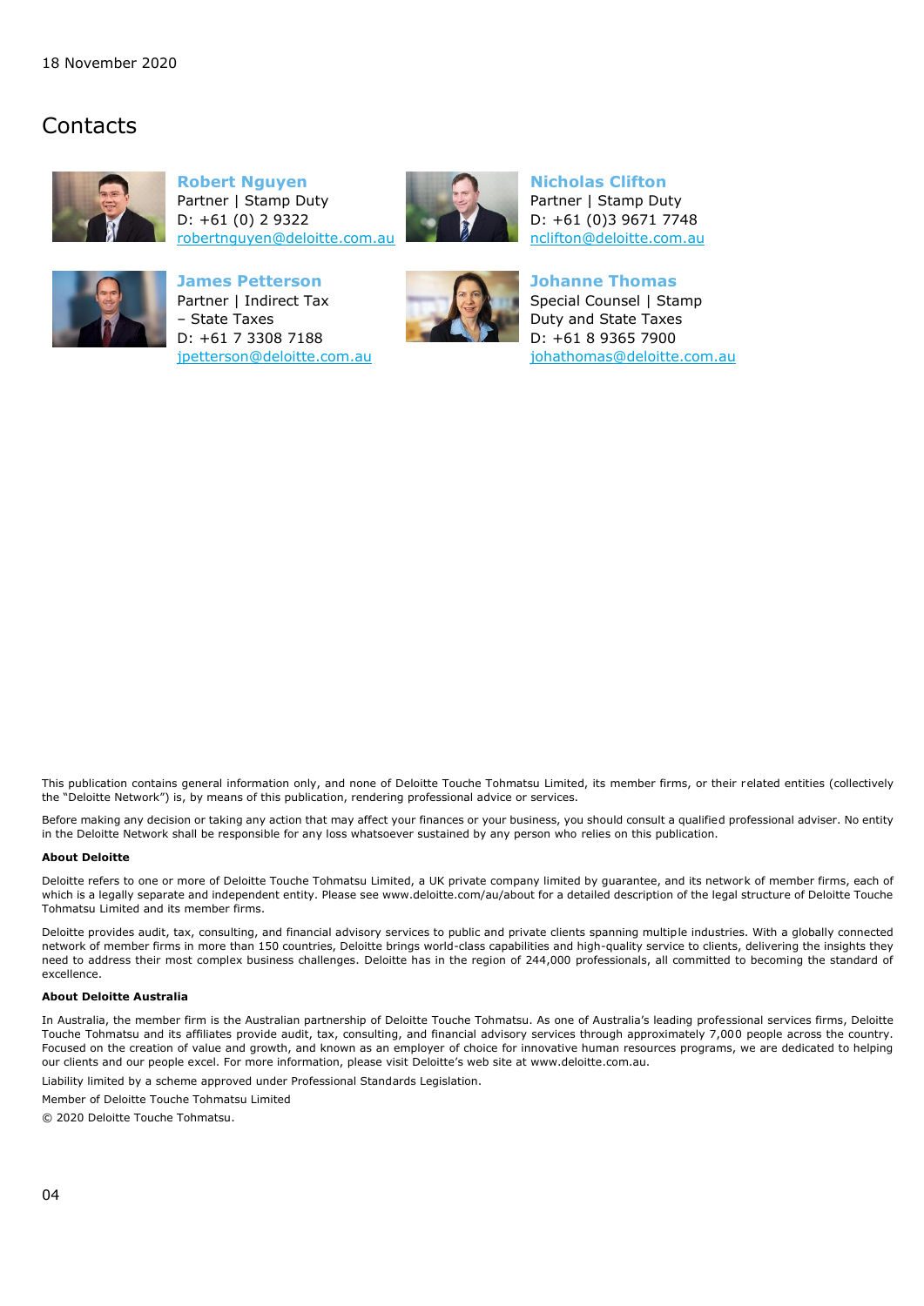18 November 2020

## Contacts

**Robert Nguyen**
Partner | Stamp Duty
D: +61 (0) 2 9322
robertnguyen@deloitte.com.au

**Nicholas Clifton**
Partner | Stamp Duty
D: +61 (0)3 9671 7748
nclifton@deloitte.com.au

**James Petterson**
Partner | Indirect Tax – State Taxes
D: +61 7 3308 7188
jpetterson@deloitte.com.au

**Johanne Thomas**
Special Counsel | Stamp Duty and State Taxes
D: +61 8 9365 7900
johathomas@deloitte.com.au

This publication contains general information only, and none of Deloitte Touche Tohmatsu Limited, its member firms, or their related entities (collectively the "Deloitte Network") is, by means of this publication, rendering professional advice or services.

Before making any decision or taking any action that may affect your finances or your business, you should consult a qualified professional adviser. No entity in the Deloitte Network shall be responsible for any loss whatsoever sustained by any person who relies on this publication.

**About Deloitte**

Deloitte refers to one or more of Deloitte Touche Tohmatsu Limited, a UK private company limited by guarantee, and its network of member firms, each of which is a legally separate and independent entity. Please see www.deloitte.com/au/about for a detailed description of the legal structure of Deloitte Touche Tohmatsu Limited and its member firms.

Deloitte provides audit, tax, consulting, and financial advisory services to public and private clients spanning multiple industries. With a globally connected network of member firms in more than 150 countries, Deloitte brings world-class capabilities and high-quality service to clients, delivering the insights they need to address their most complex business challenges. Deloitte has in the region of 244,000 professionals, all committed to becoming the standard of excellence.

**About Deloitte Australia**

In Australia, the member firm is the Australian partnership of Deloitte Touche Tohmatsu. As one of Australia's leading professional services firms, Deloitte Touche Tohmatsu and its affiliates provide audit, tax, consulting, and financial advisory services through approximately 7,000 people across the country. Focused on the creation of value and growth, and known as an employer of choice for innovative human resources programs, we are dedicated to helping our clients and our people excel. For more information, please visit Deloitte's web site at www.deloitte.com.au.

Liability limited by a scheme approved under Professional Standards Legislation.

Member of Deloitte Touche Tohmatsu Limited

© 2020 Deloitte Touche Tohmatsu.